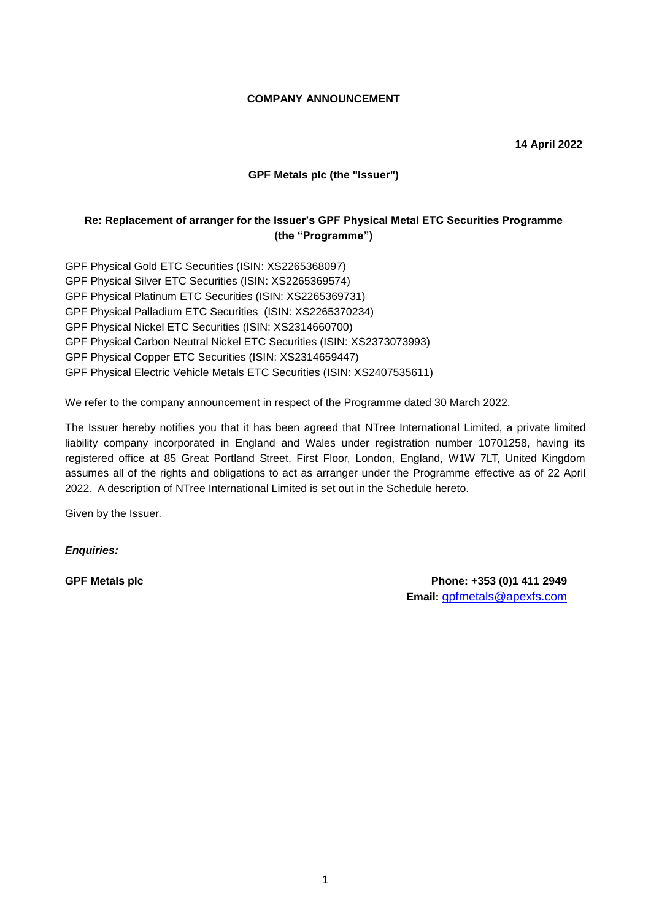**COMPANY ANNOUNCEMENT**

**14 April 2022**

**GPF Metals plc (the "Issuer")**

**Re: Replacement of arranger for the Issuer's GPF Physical Metal ETC Securities Programme (the "Programme")**

GPF Physical Gold ETC Securities (ISIN: XS2265368097)
GPF Physical Silver ETC Securities (ISIN: XS2265369574)
GPF Physical Platinum ETC Securities (ISIN: XS2265369731)
GPF Physical Palladium ETC Securities (ISIN: XS2265370234)
GPF Physical Nickel ETC Securities (ISIN: XS2314660700)
GPF Physical Carbon Neutral Nickel ETC Securities (ISIN: XS2373073993)
GPF Physical Copper ETC Securities (ISIN: XS2314659447)
GPF Physical Electric Vehicle Metals ETC Securities (ISIN: XS2407535611)

We refer to the company announcement in respect of the Programme dated 30 March 2022.

The Issuer hereby notifies you that it has been agreed that NTree International Limited, a private limited liability company incorporated in England and Wales under registration number 10701258, having its registered office at 85 Great Portland Street, First Floor, London, England, W1W 7LT, United Kingdom assumes all of the rights and obligations to act as arranger under the Programme effective as of 22 April 2022. A description of NTree International Limited is set out in the Schedule hereto.

Given by the Issuer.

***Enquiries:***

**GPF Metals plc**

**Phone:** +353 (0)1 411 2949
**Email:** gpfmetals@apexfs.com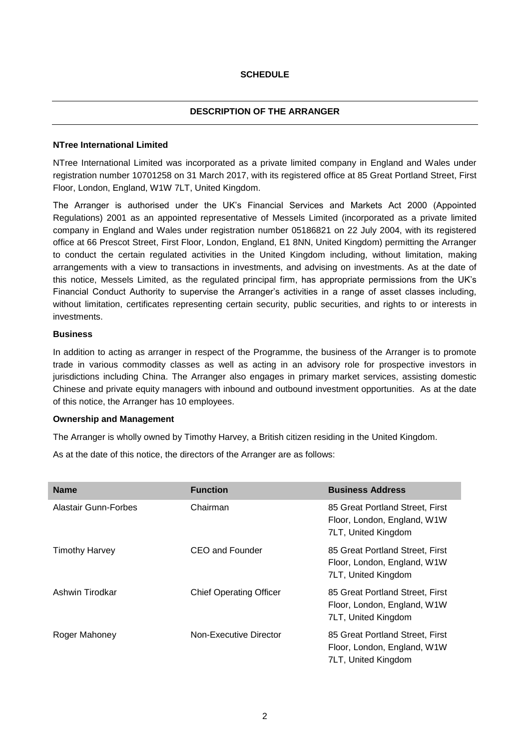## SCHEDULE

## DESCRIPTION OF THE ARRANGER

**NTree International Limited**

NTree International Limited was incorporated as a private limited company in England and Wales under registration number 10701258 on 31 March 2017, with its registered office at 85 Great Portland Street, First Floor, London, England, W1W 7LT, United Kingdom.

The Arranger is authorised under the UK's Financial Services and Markets Act 2000 (Appointed Regulations) 2001 as an appointed representative of Messels Limited (incorporated as a private limited company in England and Wales under registration number 05186821 on 22 July 2004, with its registered office at 66 Prescot Street, First Floor, London, England, E1 8NN, United Kingdom) permitting the Arranger to conduct the certain regulated activities in the United Kingdom including, without limitation, making arrangements with a view to transactions in investments, and advising on investments. As at the date of this notice, Messels Limited, as the regulated principal firm, has appropriate permissions from the UK's Financial Conduct Authority to supervise the Arranger's activities in a range of asset classes including, without limitation, certificates representing certain security, public securities, and rights to or interests in investments.

**Business**

In addition to acting as arranger in respect of the Programme, the business of the Arranger is to promote trade in various commodity classes as well as acting in an advisory role for prospective investors in jurisdictions including China. The Arranger also engages in primary market services, assisting domestic Chinese and private equity managers with inbound and outbound investment opportunities. As at the date of this notice, the Arranger has 10 employees.

**Ownership and Management**

The Arranger is wholly owned by Timothy Harvey, a British citizen residing in the United Kingdom.

As at the date of this notice, the directors of the Arranger are as follows:

| Name | Function | Business Address |
|---|---|---|
| Alastair Gunn-Forbes | Chairman | 85 Great Portland Street, First Floor, London, England, W1W 7LT, United Kingdom |
| Timothy Harvey | CEO and Founder | 85 Great Portland Street, First Floor, London, England, W1W 7LT, United Kingdom |
| Ashwin Tirodkar | Chief Operating Officer | 85 Great Portland Street, First Floor, London, England, W1W 7LT, United Kingdom |
| Roger Mahoney | Non-Executive Director | 85 Great Portland Street, First Floor, London, England, W1W 7LT, United Kingdom |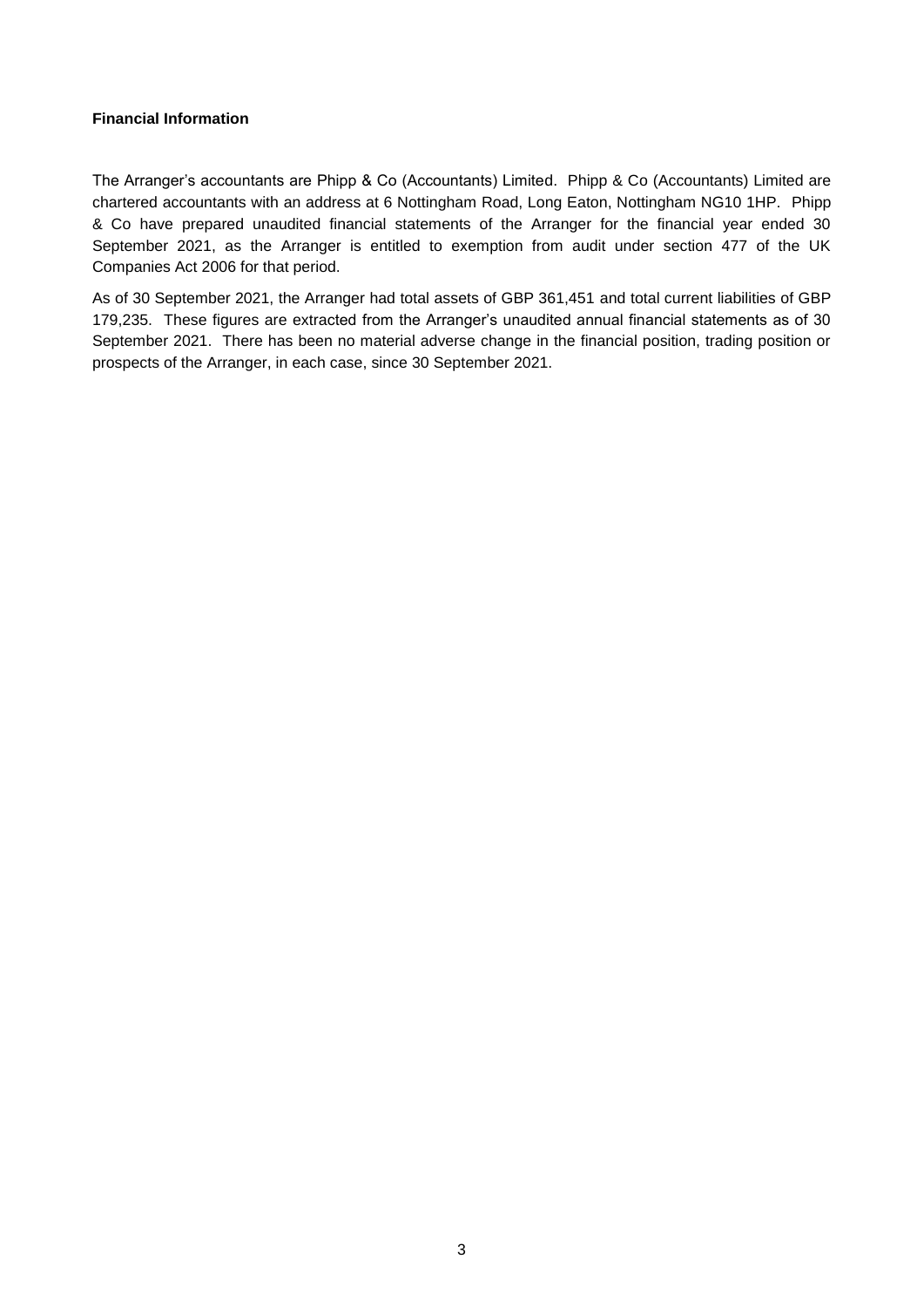**Financial Information**

The Arranger's accountants are Phipp & Co (Accountants) Limited. Phipp & Co (Accountants) Limited are chartered accountants with an address at 6 Nottingham Road, Long Eaton, Nottingham NG10 1HP. Phipp & Co have prepared unaudited financial statements of the Arranger for the financial year ended 30 September 2021, as the Arranger is entitled to exemption from audit under section 477 of the UK Companies Act 2006 for that period.

As of 30 September 2021, the Arranger had total assets of GBP 361,451 and total current liabilities of GBP 179,235. These figures are extracted from the Arranger's unaudited annual financial statements as of 30 September 2021. There has been no material adverse change in the financial position, trading position or prospects of the Arranger, in each case, since 30 September 2021.